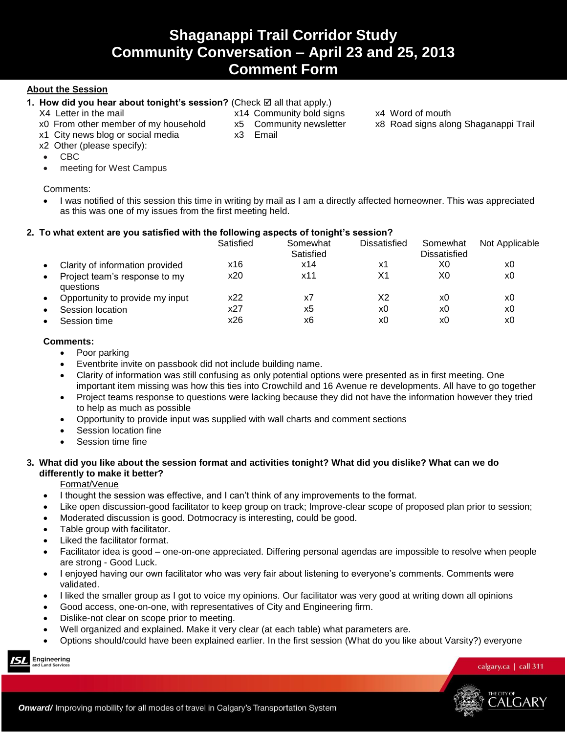# Shaganappi Trail Corridor Study
# Community Conversation – April 23 and 25, 2013
# Comment Form

## About the Session

**1. How did you hear about tonight's session?** (Check ☑ all that apply.)

- X4 Letter in the mail
- x0 From other member of my household
- x1 City news blog or social media
- x14 Community bold signs
- x5 Community newsletter
- x3 Email
- x4 Word of mouth
- x8 Road signs along Shaganappi Trail
- x2 Other (please specify):
  - CBC
  - meeting for West Campus

Comments:

- I was notified of this session this time in writing by mail as I am a directly affected homeowner. This was appreciated as this was one of my issues from the first meeting held.

**2. To what extent are you satisfied with the following aspects of tonight's session?**

| | Satisfied | Somewhat Satisfied | Dissatisfied | Somewhat Dissatisfied | Not Applicable |
|---|---|---|---|---|---|
| Clarity of information provided | x16 | x14 | x1 | X0 | x0 |
| Project team's response to my questions | x20 | x11 | X1 | X0 | x0 |
| Opportunity to provide my input | x22 | x7 | X2 | x0 | x0 |
| Session location | x27 | x5 | x0 | x0 | x0 |
| Session time | x26 | x6 | x0 | x0 | x0 |

**Comments:**

- Poor parking
- Eventbrite invite on passbook did not include building name.
- Clarity of information was still confusing as only potential options were presented as in first meeting. One important item missing was how this ties into Crowchild and 16 Avenue re developments. All have to go together
- Project teams response to questions were lacking because they did not have the information however they tried to help as much as possible
- Opportunity to provide input was supplied with wall charts and comment sections
- Session location fine
- Session time fine

**3. What did you like about the session format and activities tonight? What did you dislike? What can we do differently to make it better?**

Format/Venue

- I thought the session was effective, and I can't think of any improvements to the format.
- Like open discussion-good facilitator to keep group on track; Improve-clear scope of proposed plan prior to session;
- Moderated discussion is good. Dotmocracy is interesting, could be good.
- Table group with facilitator.
- Liked the facilitator format.
- Facilitator idea is good – one-on-one appreciated. Differing personal agendas are impossible to resolve when people are strong - Good Luck.
- I enjoyed having our own facilitator who was very fair about listening to everyone's comments. Comments were validated.
- I liked the smaller group as I got to voice my opinions. Our facilitator was very good at writing down all opinions
- Good access, one-on-one, with representatives of City and Engineering firm.
- Dislike-not clear on scope prior to meeting.
- Well organized and explained. Make it very clear (at each table) what parameters are.
- Options should/could have been explained earlier. In the first session (What do you like about Varsity?) everyone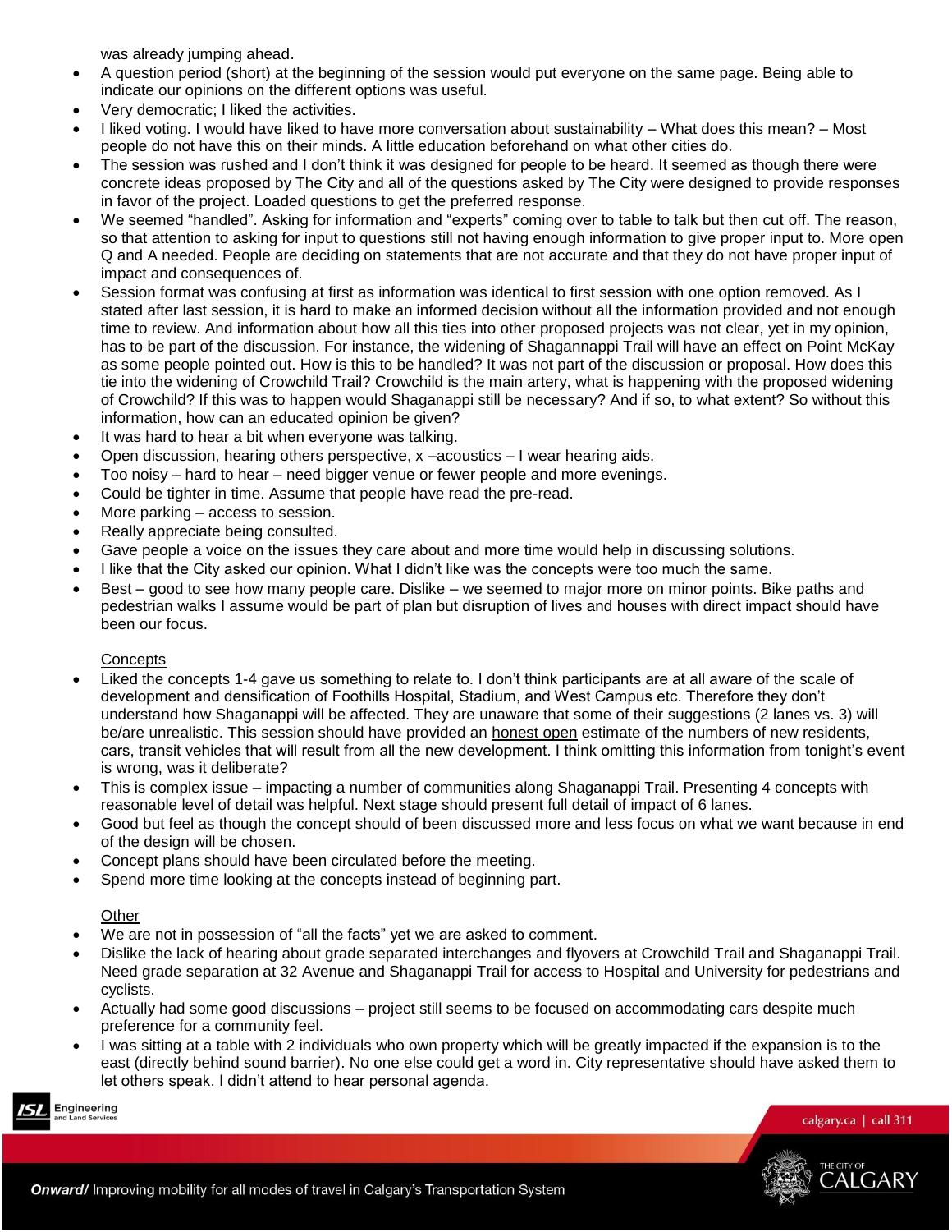was already jumping ahead.

- A question period (short) at the beginning of the session would put everyone on the same page. Being able to indicate our opinions on the different options was useful.
- Very democratic; I liked the activities.
- I liked voting. I would have liked to have more conversation about sustainability – What does this mean? – Most people do not have this on their minds. A little education beforehand on what other cities do.
- The session was rushed and I don't think it was designed for people to be heard. It seemed as though there were concrete ideas proposed by The City and all of the questions asked by The City were designed to provide responses in favor of the project. Loaded questions to get the preferred response.
- We seemed "handled". Asking for information and "experts" coming over to table to talk but then cut off. The reason, so that attention to asking for input to questions still not having enough information to give proper input to. More open Q and A needed. People are deciding on statements that are not accurate and that they do not have proper input of impact and consequences of.
- Session format was confusing at first as information was identical to first session with one option removed. As I stated after last session, it is hard to make an informed decision without all the information provided and not enough time to review. And information about how all this ties into other proposed projects was not clear, yet in my opinion, has to be part of the discussion. For instance, the widening of Shagannappi Trail will have an effect on Point McKay as some people pointed out. How is this to be handled? It was not part of the discussion or proposal. How does this tie into the widening of Crowchild Trail? Crowchild is the main artery, what is happening with the proposed widening of Crowchild? If this was to happen would Shaganappi still be necessary? And if so, to what extent? So without this information, how can an educated opinion be given?
- It was hard to hear a bit when everyone was talking.
- Open discussion, hearing others perspective, x –acoustics – I wear hearing aids.
- Too noisy – hard to hear – need bigger venue or fewer people and more evenings.
- Could be tighter in time. Assume that people have read the pre-read.
- More parking – access to session.
- Really appreciate being consulted.
- Gave people a voice on the issues they care about and more time would help in discussing solutions.
- I like that the City asked our opinion. What I didn't like was the concepts were too much the same.
- Best – good to see how many people care. Dislike – we seemed to major more on minor points. Bike paths and pedestrian walks I assume would be part of plan but disruption of lives and houses with direct impact should have been our focus.

Concepts

- Liked the concepts 1-4 gave us something to relate to. I don't think participants are at all aware of the scale of development and densification of Foothills Hospital, Stadium, and West Campus etc. Therefore they don't understand how Shaganappi will be affected. They are unaware that some of their suggestions (2 lanes vs. 3) will be/are unrealistic. This session should have provided an honest open estimate of the numbers of new residents, cars, transit vehicles that will result from all the new development. I think omitting this information from tonight's event is wrong, was it deliberate?
- This is complex issue – impacting a number of communities along Shaganappi Trail. Presenting 4 concepts with reasonable level of detail was helpful. Next stage should present full detail of impact of 6 lanes.
- Good but feel as though the concept should of been discussed more and less focus on what we want because in end of the design will be chosen.
- Concept plans should have been circulated before the meeting.
- Spend more time looking at the concepts instead of beginning part.

Other

- We are not in possession of "all the facts" yet we are asked to comment.
- Dislike the lack of hearing about grade separated interchanges and flyovers at Crowchild Trail and Shaganappi Trail. Need grade separation at 32 Avenue and Shaganappi Trail for access to Hospital and University for pedestrians and cyclists.
- Actually had some good discussions – project still seems to be focused on accommodating cars despite much preference for a community feel.
- I was sitting at a table with 2 individuals who own property which will be greatly impacted if the expansion is to the east (directly behind sound barrier). No one else could get a word in. City representative should have asked them to let others speak. I didn't attend to hear personal agenda.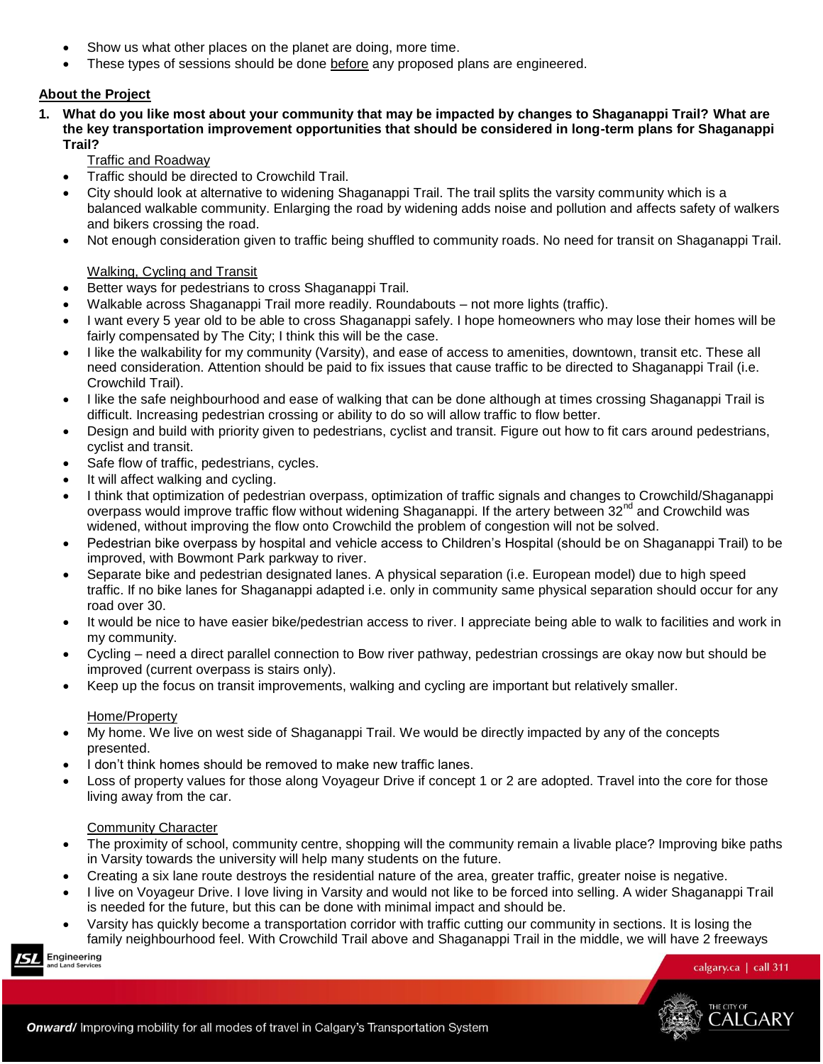- Show us what other places on the planet are doing, more time.
- These types of sessions should be done before any proposed plans are engineered.

**About the Project**

**1. What do you like most about your community that may be impacted by changes to Shaganappi Trail? What are the key transportation improvement opportunities that should be considered in long-term plans for Shaganappi Trail?**

Traffic and Roadway

- Traffic should be directed to Crowchild Trail.
- City should look at alternative to widening Shaganappi Trail. The trail splits the varsity community which is a balanced walkable community. Enlarging the road by widening adds noise and pollution and affects safety of walkers and bikers crossing the road.
- Not enough consideration given to traffic being shuffled to community roads. No need for transit on Shaganappi Trail.

Walking, Cycling and Transit

- Better ways for pedestrians to cross Shaganappi Trail.
- Walkable across Shaganappi Trail more readily. Roundabouts – not more lights (traffic).
- I want every 5 year old to be able to cross Shaganappi safely. I hope homeowners who may lose their homes will be fairly compensated by The City; I think this will be the case.
- I like the walkability for my community (Varsity), and ease of access to amenities, downtown, transit etc. These all need consideration. Attention should be paid to fix issues that cause traffic to be directed to Shaganappi Trail (i.e. Crowchild Trail).
- I like the safe neighbourhood and ease of walking that can be done although at times crossing Shaganappi Trail is difficult. Increasing pedestrian crossing or ability to do so will allow traffic to flow better.
- Design and build with priority given to pedestrians, cyclist and transit. Figure out how to fit cars around pedestrians, cyclist and transit.
- Safe flow of traffic, pedestrians, cycles.
- It will affect walking and cycling.
- I think that optimization of pedestrian overpass, optimization of traffic signals and changes to Crowchild/Shaganappi overpass would improve traffic flow without widening Shaganappi. If the artery between 32nd and Crowchild was widened, without improving the flow onto Crowchild the problem of congestion will not be solved.
- Pedestrian bike overpass by hospital and vehicle access to Children's Hospital (should be on Shaganappi Trail) to be improved, with Bowmont Park parkway to river.
- Separate bike and pedestrian designated lanes. A physical separation (i.e. European model) due to high speed traffic. If no bike lanes for Shaganappi adapted i.e. only in community same physical separation should occur for any road over 30.
- It would be nice to have easier bike/pedestrian access to river. I appreciate being able to walk to facilities and work in my community.
- Cycling – need a direct parallel connection to Bow river pathway, pedestrian crossings are okay now but should be improved (current overpass is stairs only).
- Keep up the focus on transit improvements, walking and cycling are important but relatively smaller.

Home/Property

- My home. We live on west side of Shaganappi Trail. We would be directly impacted by any of the concepts presented.
- I don't think homes should be removed to make new traffic lanes.
- Loss of property values for those along Voyageur Drive if concept 1 or 2 are adopted. Travel into the core for those living away from the car.

Community Character

- The proximity of school, community centre, shopping will the community remain a livable place? Improving bike paths in Varsity towards the university will help many students on the future.
- Creating a six lane route destroys the residential nature of the area, greater traffic, greater noise is negative.
- I live on Voyageur Drive. I love living in Varsity and would not like to be forced into selling. A wider Shaganappi Trail is needed for the future, but this can be done with minimal impact and should be.
- Varsity has quickly become a transportation corridor with traffic cutting our community in sections. It is losing the family neighbourhood feel. With Crowchild Trail above and Shaganappi Trail in the middle, we will have 2 freeways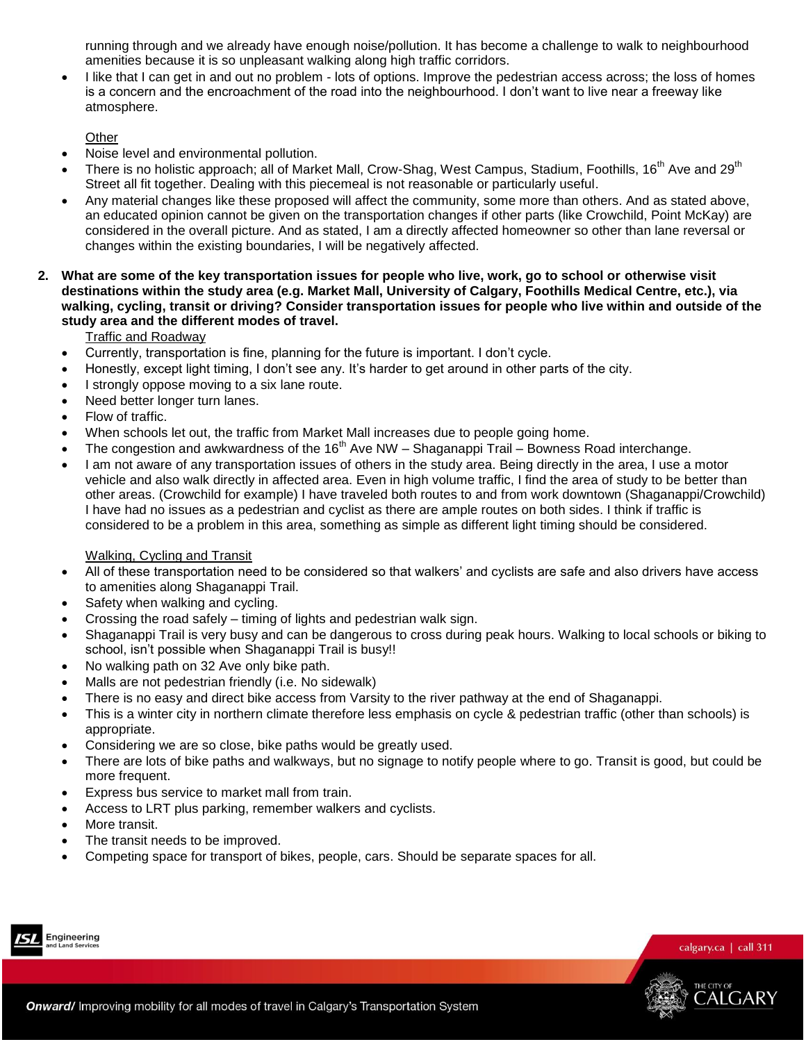running through and we already have enough noise/pollution. It has become a challenge to walk to neighbourhood amenities because it is so unpleasant walking along high traffic corridors.

- I like that I can get in and out no problem - lots of options. Improve the pedestrian access across; the loss of homes is a concern and the encroachment of the road into the neighbourhood. I don't want to live near a freeway like atmosphere.

<u>Other</u>

- Noise level and environmental pollution.
- There is no holistic approach; all of Market Mall, Crow-Shag, West Campus, Stadium, Foothills, 16th Ave and 29th Street all fit together. Dealing with this piecemeal is not reasonable or particularly useful.
- Any material changes like these proposed will affect the community, some more than others. And as stated above, an educated opinion cannot be given on the transportation changes if other parts (like Crowchild, Point McKay) are considered in the overall picture. And as stated, I am a directly affected homeowner so other than lane reversal or changes within the existing boundaries, I will be negatively affected.

**2. What are some of the key transportation issues for people who live, work, go to school or otherwise visit destinations within the study area (e.g. Market Mall, University of Calgary, Foothills Medical Centre, etc.), via walking, cycling, transit or driving? Consider transportation issues for people who live within and outside of the study area and the different modes of travel.**

<u>Traffic and Roadway</u>

- Currently, transportation is fine, planning for the future is important. I don't cycle.
- Honestly, except light timing, I don't see any. It's harder to get around in other parts of the city.
- I strongly oppose moving to a six lane route.
- Need better longer turn lanes.
- Flow of traffic.
- When schools let out, the traffic from Market Mall increases due to people going home.
- The congestion and awkwardness of the 16th Ave NW – Shaganappi Trail – Bowness Road interchange.
- I am not aware of any transportation issues of others in the study area. Being directly in the area, I use a motor vehicle and also walk directly in affected area. Even in high volume traffic, I find the area of study to be better than other areas. (Crowchild for example) I have traveled both routes to and from work downtown (Shaganappi/Crowchild) I have had no issues as a pedestrian and cyclist as there are ample routes on both sides. I think if traffic is considered to be a problem in this area, something as simple as different light timing should be considered.

<u>Walking, Cycling and Transit</u>

- All of these transportation need to be considered so that walkers' and cyclists are safe and also drivers have access to amenities along Shaganappi Trail.
- Safety when walking and cycling.
- Crossing the road safely – timing of lights and pedestrian walk sign.
- Shaganappi Trail is very busy and can be dangerous to cross during peak hours. Walking to local schools or biking to school, isn't possible when Shaganappi Trail is busy!!
- No walking path on 32 Ave only bike path.
- Malls are not pedestrian friendly (i.e. No sidewalk)
- There is no easy and direct bike access from Varsity to the river pathway at the end of Shaganappi.
- This is a winter city in northern climate therefore less emphasis on cycle & pedestrian traffic (other than schools) is appropriate.
- Considering we are so close, bike paths would be greatly used.
- There are lots of bike paths and walkways, but no signage to notify people where to go. Transit is good, but could be more frequent.
- Express bus service to market mall from train.
- Access to LRT plus parking, remember walkers and cyclists.
- More transit.
- The transit needs to be improved.
- Competing space for transport of bikes, people, cars. Should be separate spaces for all.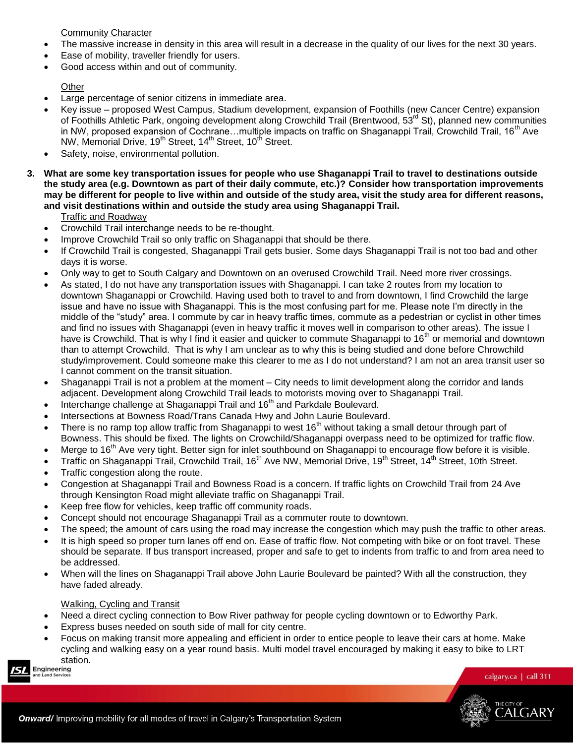Community Character

- The massive increase in density in this area will result in a decrease in the quality of our lives for the next 30 years.
- Ease of mobility, traveller friendly for users.
- Good access within and out of community.

Other

- Large percentage of senior citizens in immediate area.
- Key issue – proposed West Campus, Stadium development, expansion of Foothills (new Cancer Centre) expansion of Foothills Athletic Park, ongoing development along Crowchild Trail (Brentwood, 53rd St), planned new communities in NW, proposed expansion of Cochrane…multiple impacts on traffic on Shaganappi Trail, Crowchild Trail, 16th Ave NW, Memorial Drive, 19th Street, 14th Street, 10th Street.
- Safety, noise, environmental pollution.

**3. What are some key transportation issues for people who use Shaganappi Trail to travel to destinations outside the study area (e.g. Downtown as part of their daily commute, etc.)? Consider how transportation improvements may be different for people to live within and outside of the study area, visit the study area for different reasons, and visit destinations within and outside the study area using Shaganappi Trail.**

Traffic and Roadway

- Crowchild Trail interchange needs to be re-thought.
- Improve Crowchild Trail so only traffic on Shaganappi that should be there.
- If Crowchild Trail is congested, Shaganappi Trail gets busier. Some days Shaganappi Trail is not too bad and other days it is worse.
- Only way to get to South Calgary and Downtown on an overused Crowchild Trail. Need more river crossings.
- As stated, I do not have any transportation issues with Shaganappi. I can take 2 routes from my location to downtown Shaganappi or Crowchild. Having used both to travel to and from downtown, I find Crowchild the large issue and have no issue with Shaganappi. This is the most confusing part for me. Please note I'm directly in the middle of the "study" area. I commute by car in heavy traffic times, commute as a pedestrian or cyclist in other times and find no issues with Shaganappi (even in heavy traffic it moves well in comparison to other areas). The issue I have is Crowchild. That is why I find it easier and quicker to commute Shaganappi to 16th or memorial and downtown than to attempt Crowchild. That is why I am unclear as to why this is being studied and done before Chrowchild study/improvement. Could someone make this clearer to me as I do not understand? I am not an area transit user so I cannot comment on the transit situation.
- Shaganappi Trail is not a problem at the moment – City needs to limit development along the corridor and lands adjacent. Development along Crowchild Trail leads to motorists moving over to Shaganappi Trail.
- Interchange challenge at Shaganappi Trail and 16th and Parkdale Boulevard.
- Intersections at Bowness Road/Trans Canada Hwy and John Laurie Boulevard.
- There is no ramp top allow traffic from Shaganappi to west 16th without taking a small detour through part of Bowness. This should be fixed. The lights on Crowchild/Shaganappi overpass need to be optimized for traffic flow.
- Merge to 16th Ave very tight. Better sign for inlet southbound on Shaganappi to encourage flow before it is visible.
- Traffic on Shaganappi Trail, Crowchild Trail, 16th Ave NW, Memorial Drive, 19th Street, 14th Street, 10th Street.
- Traffic congestion along the route.
- Congestion at Shaganappi Trail and Bowness Road is a concern. If traffic lights on Crowchild Trail from 24 Ave through Kensington Road might alleviate traffic on Shaganappi Trail.
- Keep free flow for vehicles, keep traffic off community roads.
- Concept should not encourage Shaganappi Trail as a commuter route to downtown.
- The speed; the amount of cars using the road may increase the congestion which may push the traffic to other areas.
- It is high speed so proper turn lanes off end on. Ease of traffic flow. Not competing with bike or on foot travel. These should be separate. If bus transport increased, proper and safe to get to indents from traffic to and from area need to be addressed.
- When will the lines on Shaganappi Trail above John Laurie Boulevard be painted? With all the construction, they have faded already.

Walking, Cycling and Transit

- Need a direct cycling connection to Bow River pathway for people cycling downtown or to Edworthy Park.
- Express buses needed on south side of mall for city centre.
- Focus on making transit more appealing and efficient in order to entice people to leave their cars at home. Make cycling and walking easy on a year round basis. Multi model travel encouraged by making it easy to bike to LRT station.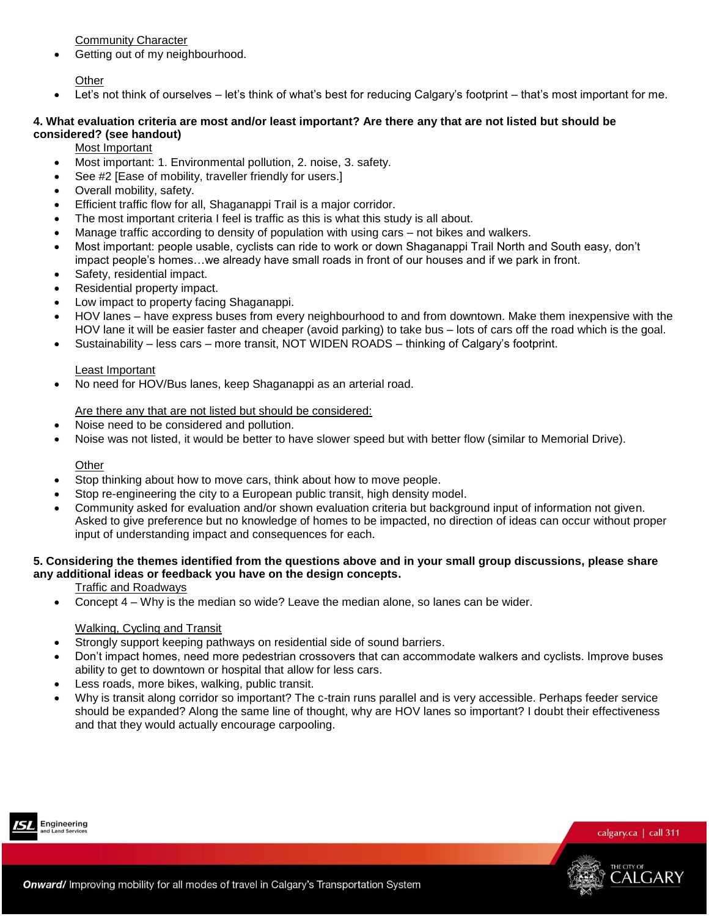Community Character

- Getting out of my neighbourhood.

Other

- Let's not think of ourselves – let's think of what's best for reducing Calgary's footprint – that's most important for me.

**4. What evaluation criteria are most and/or least important? Are there any that are not listed but should be considered? (see handout)**

Most Important

- Most important: 1. Environmental pollution, 2. noise, 3. safety.
- See #2 [Ease of mobility, traveller friendly for users.]
- Overall mobility, safety.
- Efficient traffic flow for all, Shaganappi Trail is a major corridor.
- The most important criteria I feel is traffic as this is what this study is all about.
- Manage traffic according to density of population with using cars – not bikes and walkers.
- Most important: people usable, cyclists can ride to work or down Shaganappi Trail North and South easy, don't impact people's homes…we already have small roads in front of our houses and if we park in front.
- Safety, residential impact.
- Residential property impact.
- Low impact to property facing Shaganappi.
- HOV lanes – have express buses from every neighbourhood to and from downtown. Make them inexpensive with the HOV lane it will be easier faster and cheaper (avoid parking) to take bus – lots of cars off the road which is the goal.
- Sustainability – less cars – more transit, NOT WIDEN ROADS – thinking of Calgary's footprint.

Least Important

- No need for HOV/Bus lanes, keep Shaganappi as an arterial road.

Are there any that are not listed but should be considered:

- Noise need to be considered and pollution.
- Noise was not listed, it would be better to have slower speed but with better flow (similar to Memorial Drive).

Other

- Stop thinking about how to move cars, think about how to move people.
- Stop re-engineering the city to a European public transit, high density model.
- Community asked for evaluation and/or shown evaluation criteria but background input of information not given. Asked to give preference but no knowledge of homes to be impacted, no direction of ideas can occur without proper input of understanding impact and consequences for each.

**5. Considering the themes identified from the questions above and in your small group discussions, please share any additional ideas or feedback you have on the design concepts.**

Traffic and Roadways

- Concept 4 – Why is the median so wide? Leave the median alone, so lanes can be wider.

Walking, Cycling and Transit

- Strongly support keeping pathways on residential side of sound barriers.
- Don't impact homes, need more pedestrian crossovers that can accommodate walkers and cyclists. Improve buses ability to get to downtown or hospital that allow for less cars.
- Less roads, more bikes, walking, public transit.
- Why is transit along corridor so important? The c-train runs parallel and is very accessible. Perhaps feeder service should be expanded? Along the same line of thought, why are HOV lanes so important? I doubt their effectiveness and that they would actually encourage carpooling.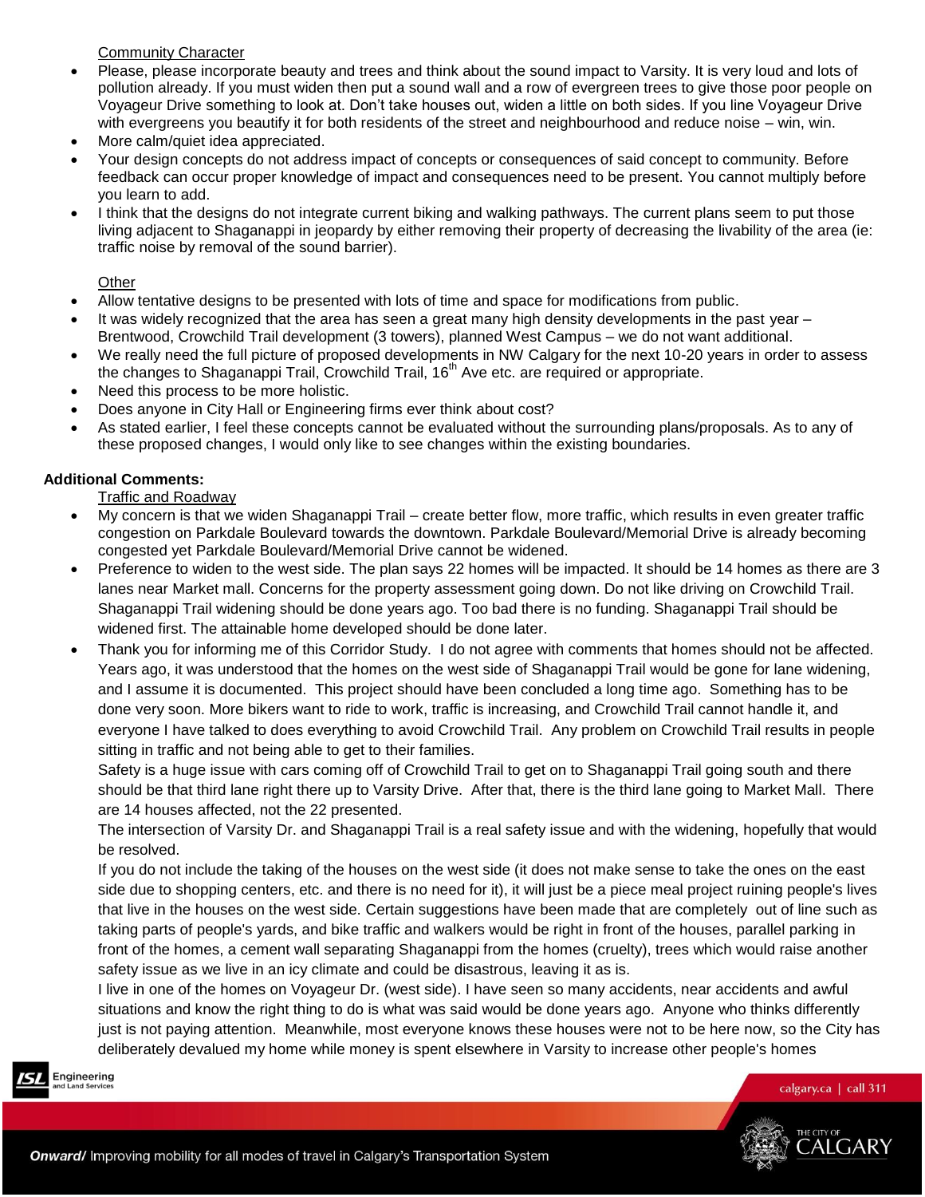Community Character

- Please, please incorporate beauty and trees and think about the sound impact to Varsity. It is very loud and lots of pollution already. If you must widen then put a sound wall and a row of evergreen trees to give those poor people on Voyageur Drive something to look at. Don't take houses out, widen a little on both sides. If you line Voyageur Drive with evergreens you beautify it for both residents of the street and neighbourhood and reduce noise – win, win.
- More calm/quiet idea appreciated.
- Your design concepts do not address impact of concepts or consequences of said concept to community. Before feedback can occur proper knowledge of impact and consequences need to be present. You cannot multiply before you learn to add.
- I think that the designs do not integrate current biking and walking pathways. The current plans seem to put those living adjacent to Shaganappi in jeopardy by either removing their property of decreasing the livability of the area (ie: traffic noise by removal of the sound barrier).

Other

- Allow tentative designs to be presented with lots of time and space for modifications from public.
- It was widely recognized that the area has seen a great many high density developments in the past year – Brentwood, Crowchild Trail development (3 towers), planned West Campus – we do not want additional.
- We really need the full picture of proposed developments in NW Calgary for the next 10-20 years in order to assess the changes to Shaganappi Trail, Crowchild Trail, 16th Ave etc. are required or appropriate.
- Need this process to be more holistic.
- Does anyone in City Hall or Engineering firms ever think about cost?
- As stated earlier, I feel these concepts cannot be evaluated without the surrounding plans/proposals. As to any of these proposed changes, I would only like to see changes within the existing boundaries.

**Additional Comments:**

Traffic and Roadway

- My concern is that we widen Shaganappi Trail – create better flow, more traffic, which results in even greater traffic congestion on Parkdale Boulevard towards the downtown. Parkdale Boulevard/Memorial Drive is already becoming congested yet Parkdale Boulevard/Memorial Drive cannot be widened.
- Preference to widen to the west side. The plan says 22 homes will be impacted. It should be 14 homes as there are 3 lanes near Market mall. Concerns for the property assessment going down. Do not like driving on Crowchild Trail. Shaganappi Trail widening should be done years ago. Too bad there is no funding. Shaganappi Trail should be widened first. The attainable home developed should be done later.
- Thank you for informing me of this Corridor Study. I do not agree with comments that homes should not be affected. Years ago, it was understood that the homes on the west side of Shaganappi Trail would be gone for lane widening, and I assume it is documented. This project should have been concluded a long time ago. Something has to be done very soon. More bikers want to ride to work, traffic is increasing, and Crowchild Trail cannot handle it, and everyone I have talked to does everything to avoid Crowchild Trail. Any problem on Crowchild Trail results in people sitting in traffic and not being able to get to their families.

  Safety is a huge issue with cars coming off of Crowchild Trail to get on to Shaganappi Trail going south and there should be that third lane right there up to Varsity Drive. After that, there is the third lane going to Market Mall. There are 14 houses affected, not the 22 presented.

  The intersection of Varsity Dr. and Shaganappi Trail is a real safety issue and with the widening, hopefully that would be resolved.

  If you do not include the taking of the houses on the west side (it does not make sense to take the ones on the east side due to shopping centers, etc. and there is no need for it), it will just be a piece meal project ruining people's lives that live in the houses on the west side. Certain suggestions have been made that are completely out of line such as taking parts of people's yards, and bike traffic and walkers would be right in front of the houses, parallel parking in front of the homes, a cement wall separating Shaganappi from the homes (cruelty), trees which would raise another safety issue as we live in an icy climate and could be disastrous, leaving it as is.

  I live in one of the homes on Voyageur Dr. (west side). I have seen so many accidents, near accidents and awful situations and know the right thing to do is what was said would be done years ago. Anyone who thinks differently just is not paying attention. Meanwhile, most everyone knows these houses were not to be here now, so the City has deliberately devalued my home while money is spent elsewhere in Varsity to increase other people's homes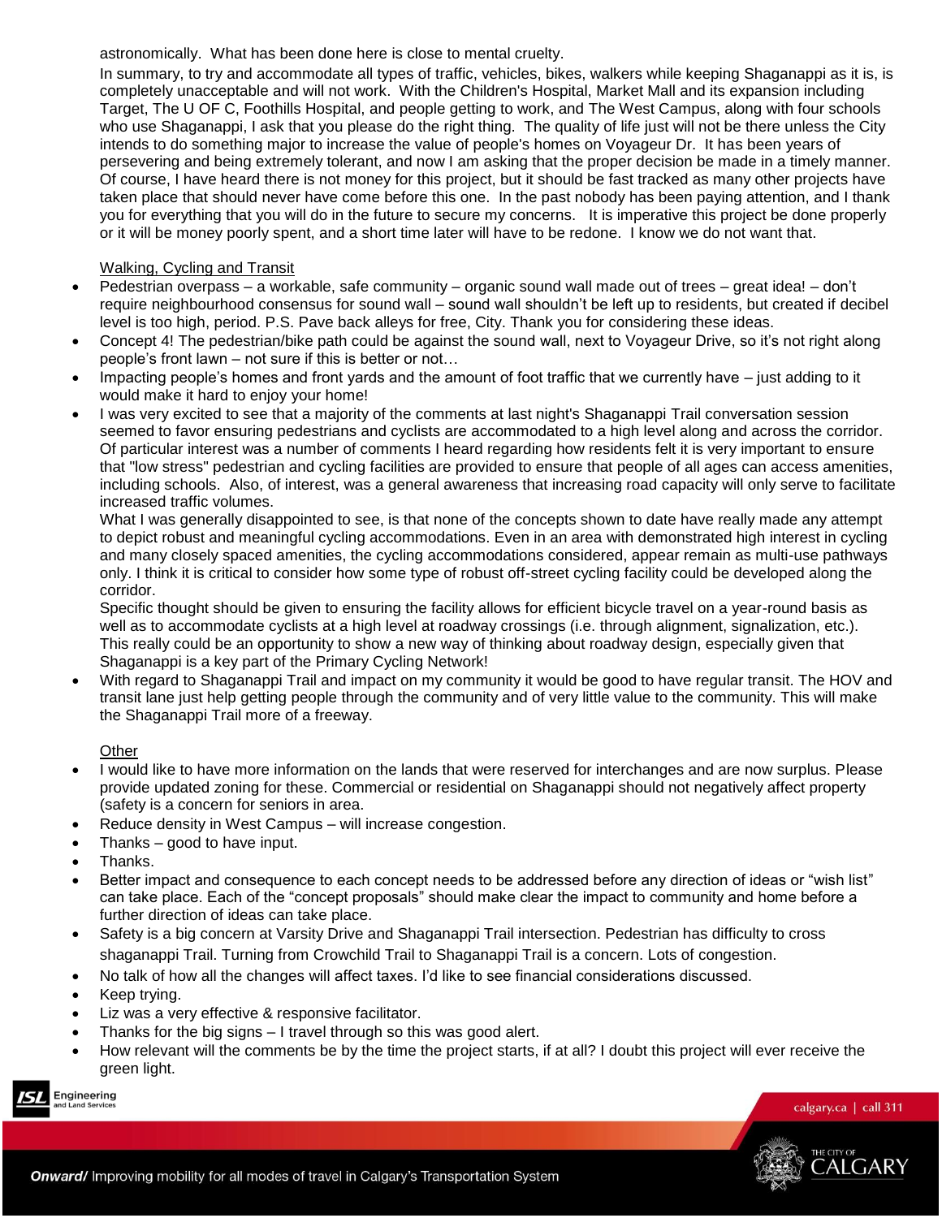astronomically. What has been done here is close to mental cruelty.

In summary, to try and accommodate all types of traffic, vehicles, bikes, walkers while keeping Shaganappi as it is, is completely unacceptable and will not work. With the Children's Hospital, Market Mall and its expansion including Target, The U OF C, Foothills Hospital, and people getting to work, and The West Campus, along with four schools who use Shaganappi, I ask that you please do the right thing. The quality of life just will not be there unless the City intends to do something major to increase the value of people's homes on Voyageur Dr. It has been years of persevering and being extremely tolerant, and now I am asking that the proper decision be made in a timely manner. Of course, I have heard there is not money for this project, but it should be fast tracked as many other projects have taken place that should never have come before this one. In the past nobody has been paying attention, and I thank you for everything that you will do in the future to secure my concerns. It is imperative this project be done properly or it will be money poorly spent, and a short time later will have to be redone. I know we do not want that.

Walking, Cycling and Transit

- Pedestrian overpass – a workable, safe community – organic sound wall made out of trees – great idea! – don't require neighbourhood consensus for sound wall – sound wall shouldn't be left up to residents, but created if decibel level is too high, period. P.S. Pave back alleys for free, City. Thank you for considering these ideas.
- Concept 4! The pedestrian/bike path could be against the sound wall, next to Voyageur Drive, so it's not right along people's front lawn – not sure if this is better or not…
- Impacting people's homes and front yards and the amount of foot traffic that we currently have – just adding to it would make it hard to enjoy your home!
- I was very excited to see that a majority of the comments at last night's Shaganappi Trail conversation session seemed to favor ensuring pedestrians and cyclists are accommodated to a high level along and across the corridor. Of particular interest was a number of comments I heard regarding how residents felt it is very important to ensure that "low stress" pedestrian and cycling facilities are provided to ensure that people of all ages can access amenities, including schools. Also, of interest, was a general awareness that increasing road capacity will only serve to facilitate increased traffic volumes.

  What I was generally disappointed to see, is that none of the concepts shown to date have really made any attempt to depict robust and meaningful cycling accommodations. Even in an area with demonstrated high interest in cycling and many closely spaced amenities, the cycling accommodations considered, appear remain as multi-use pathways only. I think it is critical to consider how some type of robust off-street cycling facility could be developed along the corridor.

  Specific thought should be given to ensuring the facility allows for efficient bicycle travel on a year-round basis as well as to accommodate cyclists at a high level at roadway crossings (i.e. through alignment, signalization, etc.). This really could be an opportunity to show a new way of thinking about roadway design, especially given that Shaganappi is a key part of the Primary Cycling Network!
- With regard to Shaganappi Trail and impact on my community it would be good to have regular transit. The HOV and transit lane just help getting people through the community and of very little value to the community. This will make the Shaganappi Trail more of a freeway.

Other

- I would like to have more information on the lands that were reserved for interchanges and are now surplus. Please provide updated zoning for these. Commercial or residential on Shaganappi should not negatively affect property (safety is a concern for seniors in area.
- Reduce density in West Campus – will increase congestion.
- Thanks – good to have input.
- Thanks.
- Better impact and consequence to each concept needs to be addressed before any direction of ideas or "wish list" can take place. Each of the "concept proposals" should make clear the impact to community and home before a further direction of ideas can take place.
- Safety is a big concern at Varsity Drive and Shaganappi Trail intersection. Pedestrian has difficulty to cross shaganappi Trail. Turning from Crowchild Trail to Shaganappi Trail is a concern. Lots of congestion.
- No talk of how all the changes will affect taxes. I'd like to see financial considerations discussed.
- Keep trying.
- Liz was a very effective & responsive facilitator.
- Thanks for the big signs – I travel through so this was good alert.
- How relevant will the comments be by the time the project starts, if at all? I doubt this project will ever receive the green light.